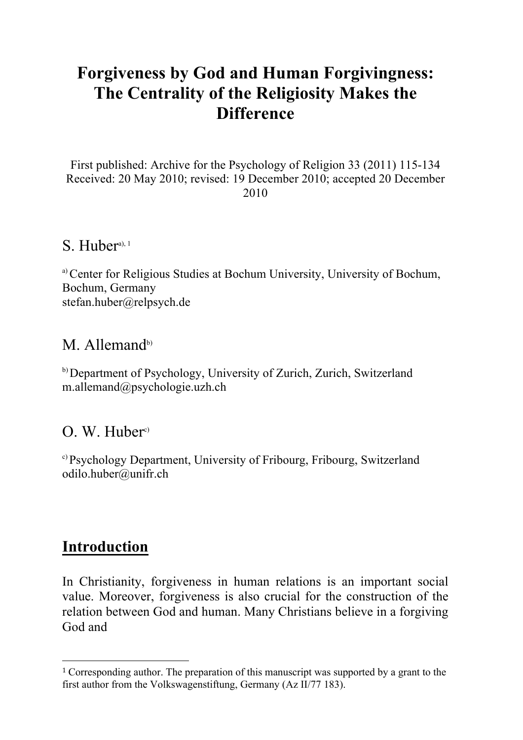# Forgiveness by God and Human Forgivingness: The Centrality of the Religiosity Makes the Difference

First published: Archive for the Psychology of Religion 33 (2011) 115-134
Received: 20 May 2010; revised: 19 December 2010; accepted 20 December 2010

S. Huber[a), 1]

[a)] Center for Religious Studies at Bochum University, University of Bochum, Bochum, Germany
stefan.huber@relpsych.de

M. Allemand[b)]

[b)] Department of Psychology, University of Zurich, Zurich, Switzerland
m.allemand@psychologie.uzh.ch

O. W. Huber[c)]

[c)] Psychology Department, University of Fribourg, Fribourg, Switzerland
odilo.huber@unifr.ch

## Introduction

In Christianity, forgiveness in human relations is an important social value. Moreover, forgiveness is also crucial for the construction of the relation between God and human. Many Christians believe in a forgiving God and

---

[1] Corresponding author. The preparation of this manuscript was supported by a grant to the first author from the Volkswagenstiftung, Germany (Az II/77 183).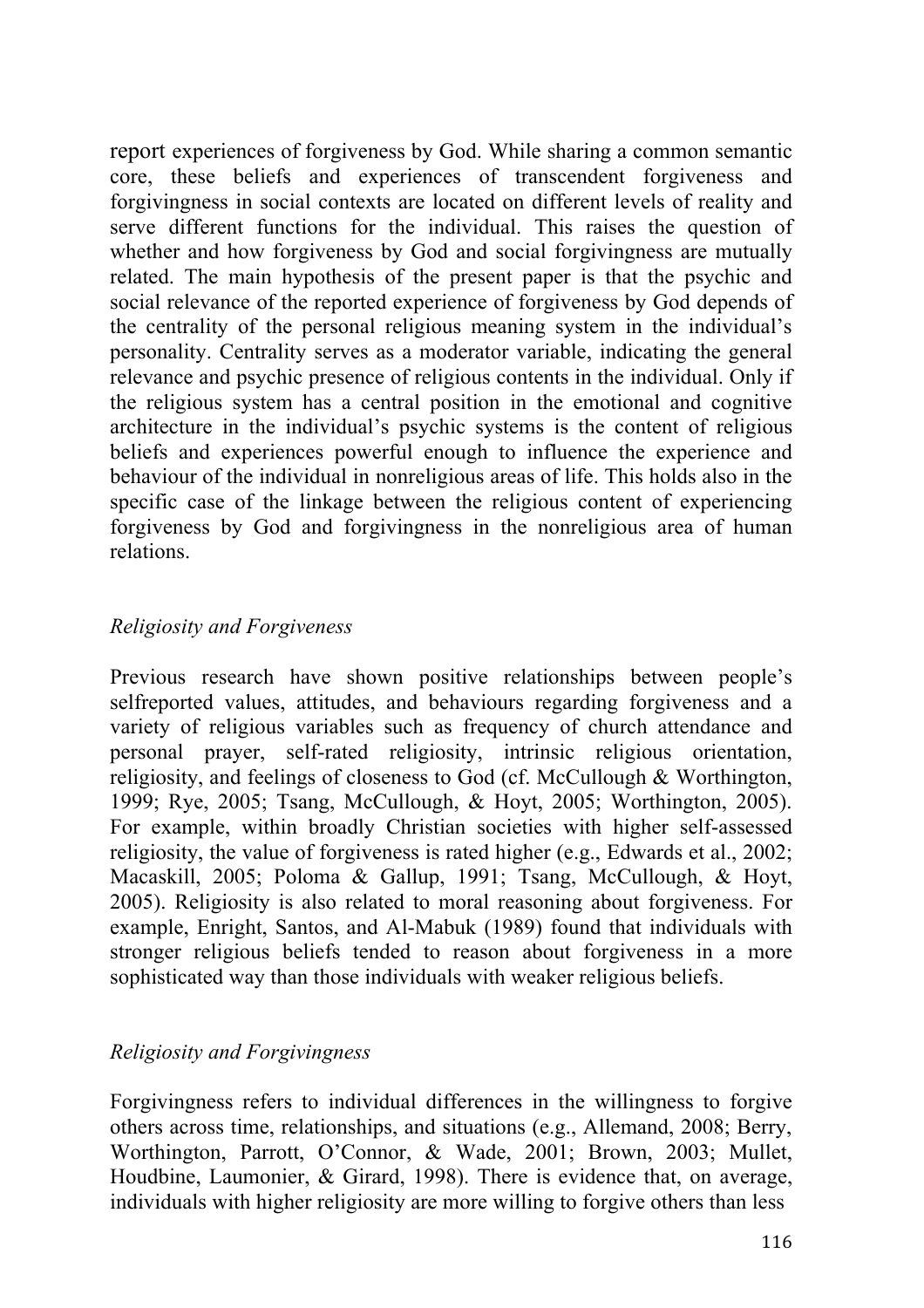report experiences of forgiveness by God. While sharing a common semantic core, these beliefs and experiences of transcendent forgiveness and forgivingness in social contexts are located on different levels of reality and serve different functions for the individual. This raises the question of whether and how forgiveness by God and social forgivingness are mutually related. The main hypothesis of the present paper is that the psychic and social relevance of the reported experience of forgiveness by God depends of the centrality of the personal religious meaning system in the individual's personality. Centrality serves as a moderator variable, indicating the general relevance and psychic presence of religious contents in the individual. Only if the religious system has a central position in the emotional and cognitive architecture in the individual's psychic systems is the content of religious beliefs and experiences powerful enough to influence the experience and behaviour of the individual in nonreligious areas of life. This holds also in the specific case of the linkage between the religious content of experiencing forgiveness by God and forgivingness in the nonreligious area of human relations.

### *Religiosity and Forgiveness*

Previous research have shown positive relationships between people's selfreported values, attitudes, and behaviours regarding forgiveness and a variety of religious variables such as frequency of church attendance and personal prayer, self-rated religiosity, intrinsic religious orientation, religiosity, and feelings of closeness to God (cf. McCullough & Worthington, 1999; Rye, 2005; Tsang, McCullough, & Hoyt, 2005; Worthington, 2005). For example, within broadly Christian societies with higher self-assessed religiosity, the value of forgiveness is rated higher (e.g., Edwards et al., 2002; Macaskill, 2005; Poloma & Gallup, 1991; Tsang, McCullough, & Hoyt, 2005). Religiosity is also related to moral reasoning about forgiveness. For example, Enright, Santos, and Al-Mabuk (1989) found that individuals with stronger religious beliefs tended to reason about forgiveness in a more sophisticated way than those individuals with weaker religious beliefs.

### *Religiosity and Forgivingness*

Forgivingness refers to individual differences in the willingness to forgive others across time, relationships, and situations (e.g., Allemand, 2008; Berry, Worthington, Parrott, O'Connor, & Wade, 2001; Brown, 2003; Mullet, Houdbine, Laumonier, & Girard, 1998). There is evidence that, on average, individuals with higher religiosity are more willing to forgive others than less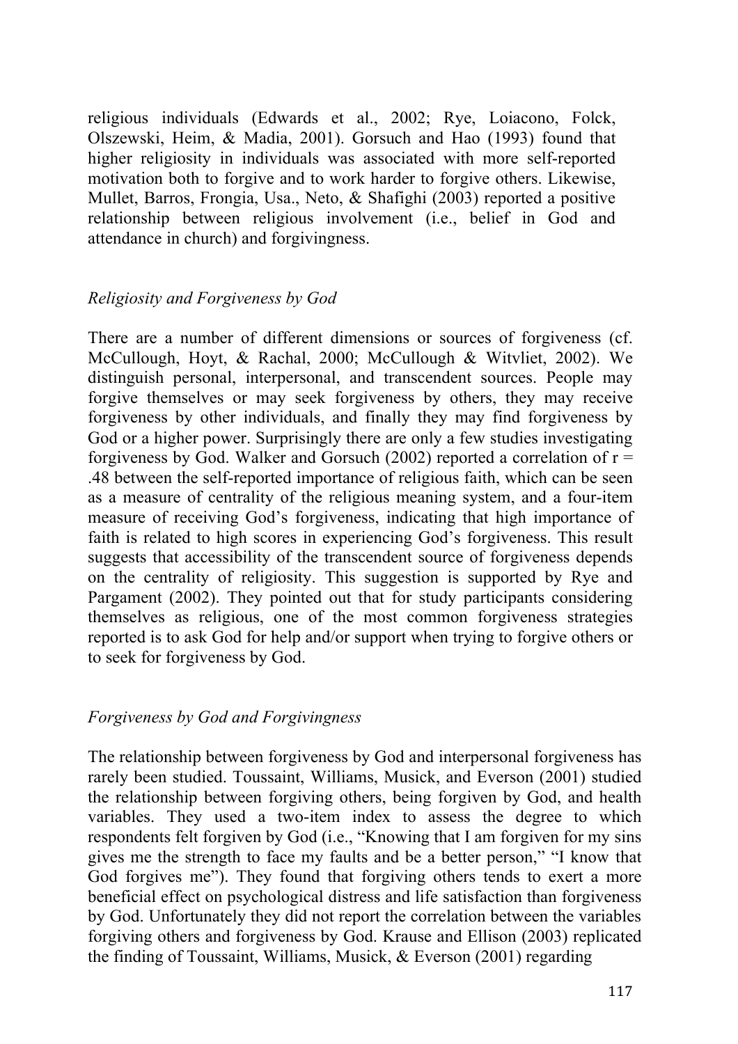religious individuals (Edwards et al., 2002; Rye, Loiacono, Folck, Olszewski, Heim, & Madia, 2001). Gorsuch and Hao (1993) found that higher religiosity in individuals was associated with more self-reported motivation both to forgive and to work harder to forgive others. Likewise, Mullet, Barros, Frongia, Usa., Neto, & Shafighi (2003) reported a positive relationship between religious involvement (i.e., belief in God and attendance in church) and forgivingness.

### *Religiosity and Forgiveness by God*

There are a number of different dimensions or sources of forgiveness (cf. McCullough, Hoyt, & Rachal, 2000; McCullough & Witvliet, 2002). We distinguish personal, interpersonal, and transcendent sources. People may forgive themselves or may seek forgiveness by others, they may receive forgiveness by other individuals, and finally they may find forgiveness by God or a higher power. Surprisingly there are only a few studies investigating forgiveness by God. Walker and Gorsuch (2002) reported a correlation of $r = .48$ between the self-reported importance of religious faith, which can be seen as a measure of centrality of the religious meaning system, and a four-item measure of receiving God's forgiveness, indicating that high importance of faith is related to high scores in experiencing God's forgiveness. This result suggests that accessibility of the transcendent source of forgiveness depends on the centrality of religiosity. This suggestion is supported by Rye and Pargament (2002). They pointed out that for study participants considering themselves as religious, one of the most common forgiveness strategies reported is to ask God for help and/or support when trying to forgive others or to seek for forgiveness by God.

### *Forgiveness by God and Forgivingness*

The relationship between forgiveness by God and interpersonal forgiveness has rarely been studied. Toussaint, Williams, Musick, and Everson (2001) studied the relationship between forgiving others, being forgiven by God, and health variables. They used a two-item index to assess the degree to which respondents felt forgiven by God (i.e., "Knowing that I am forgiven for my sins gives me the strength to face my faults and be a better person," "I know that God forgives me"). They found that forgiving others tends to exert a more beneficial effect on psychological distress and life satisfaction than forgiveness by God. Unfortunately they did not report the correlation between the variables forgiving others and forgiveness by God. Krause and Ellison (2003) replicated the finding of Toussaint, Williams, Musick, & Everson (2001) regarding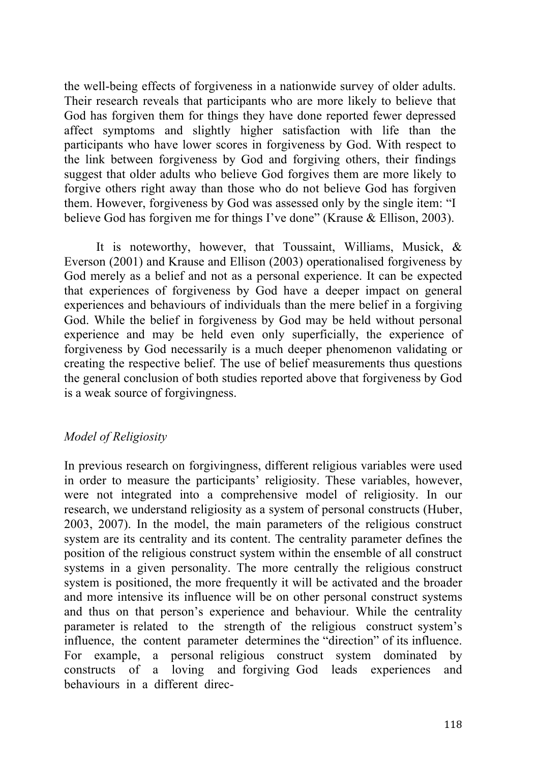the well-being effects of forgiveness in a nationwide survey of older adults. Their research reveals that participants who are more likely to believe that God has forgiven them for things they have done reported fewer depressed affect symptoms and slightly higher satisfaction with life than the participants who have lower scores in forgiveness by God. With respect to the link between forgiveness by God and forgiving others, their findings suggest that older adults who believe God forgives them are more likely to forgive others right away than those who do not believe God has forgiven them. However, forgiveness by God was assessed only by the single item: "I believe God has forgiven me for things I've done" (Krause & Ellison, 2003).

It is noteworthy, however, that Toussaint, Williams, Musick, & Everson (2001) and Krause and Ellison (2003) operationalised forgiveness by God merely as a belief and not as a personal experience. It can be expected that experiences of forgiveness by God have a deeper impact on general experiences and behaviours of individuals than the mere belief in a forgiving God. While the belief in forgiveness by God may be held without personal experience and may be held even only superficially, the experience of forgiveness by God necessarily is a much deeper phenomenon validating or creating the respective belief. The use of belief measurements thus questions the general conclusion of both studies reported above that forgiveness by God is a weak source of forgivingness.

*Model of Religiosity*

In previous research on forgivingness, different religious variables were used in order to measure the participants' religiosity. These variables, however, were not integrated into a comprehensive model of religiosity. In our research, we understand religiosity as a system of personal constructs (Huber, 2003, 2007). In the model, the main parameters of the religious construct system are its centrality and its content. The centrality parameter defines the position of the religious construct system within the ensemble of all construct systems in a given personality. The more centrally the religious construct system is positioned, the more frequently it will be activated and the broader and more intensive its influence will be on other personal construct systems and thus on that person's experience and behaviour. While the centrality parameter is related to the strength of the religious construct system's influence, the content parameter determines the "direction" of its influence. For example, a personal religious construct system dominated by constructs of a loving and forgiving God leads experiences and behaviours in a different direc-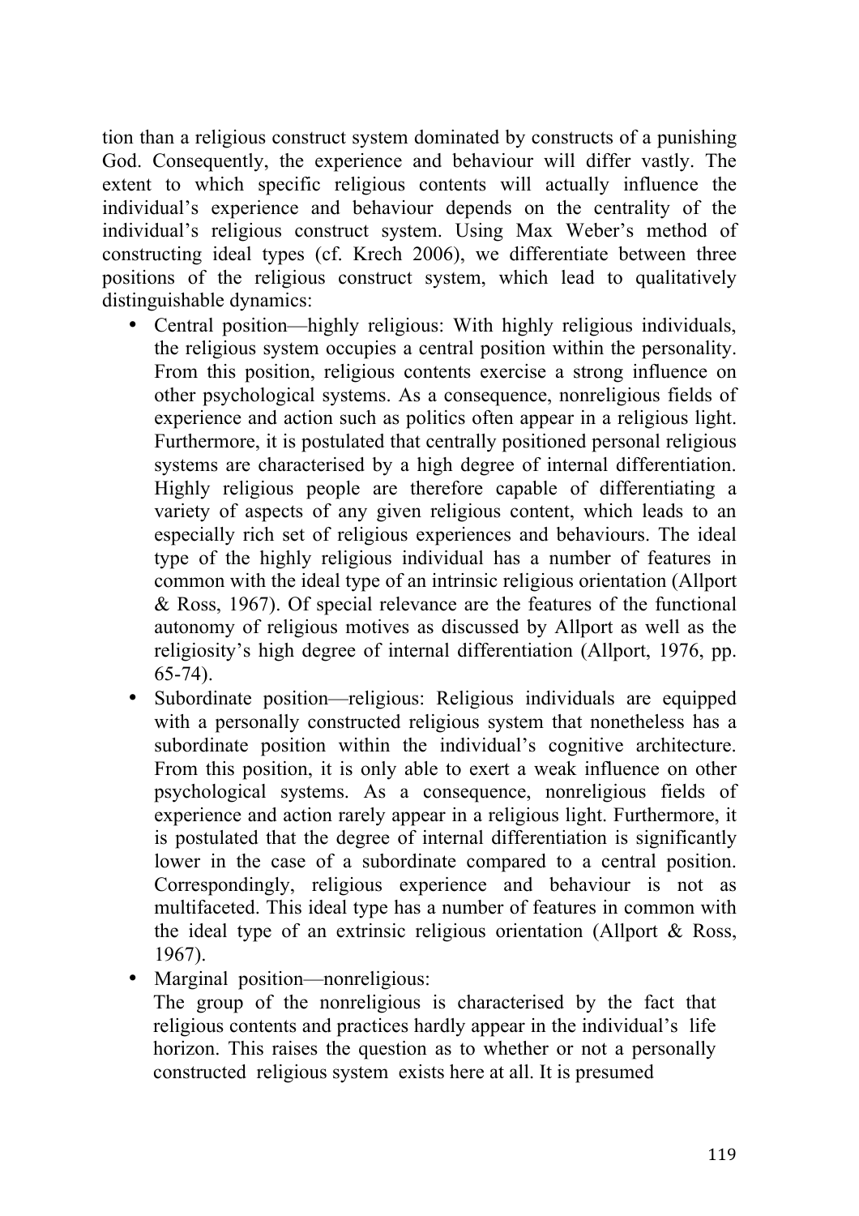tion than a religious construct system dominated by constructs of a punishing God. Consequently, the experience and behaviour will differ vastly. The extent to which specific religious contents will actually influence the individual's experience and behaviour depends on the centrality of the individual's religious construct system. Using Max Weber's method of constructing ideal types (cf. Krech 2006), we differentiate between three positions of the religious construct system, which lead to qualitatively distinguishable dynamics:

- Central position—highly religious: With highly religious individuals, the religious system occupies a central position within the personality. From this position, religious contents exercise a strong influence on other psychological systems. As a consequence, nonreligious fields of experience and action such as politics often appear in a religious light. Furthermore, it is postulated that centrally positioned personal religious systems are characterised by a high degree of internal differentiation. Highly religious people are therefore capable of differentiating a variety of aspects of any given religious content, which leads to an especially rich set of religious experiences and behaviours. The ideal type of the highly religious individual has a number of features in common with the ideal type of an intrinsic religious orientation (Allport & Ross, 1967). Of special relevance are the features of the functional autonomy of religious motives as discussed by Allport as well as the religiosity's high degree of internal differentiation (Allport, 1976, pp. 65-74).
- Subordinate position—religious: Religious individuals are equipped with a personally constructed religious system that nonetheless has a subordinate position within the individual's cognitive architecture. From this position, it is only able to exert a weak influence on other psychological systems. As a consequence, nonreligious fields of experience and action rarely appear in a religious light. Furthermore, it is postulated that the degree of internal differentiation is significantly lower in the case of a subordinate compared to a central position. Correspondingly, religious experience and behaviour is not as multifaceted. This ideal type has a number of features in common with the ideal type of an extrinsic religious orientation (Allport & Ross, 1967).
- Marginal position—nonreligious:
  The group of the nonreligious is characterised by the fact that religious contents and practices hardly appear in the individual's life horizon. This raises the question as to whether or not a personally constructed religious system exists here at all. It is presumed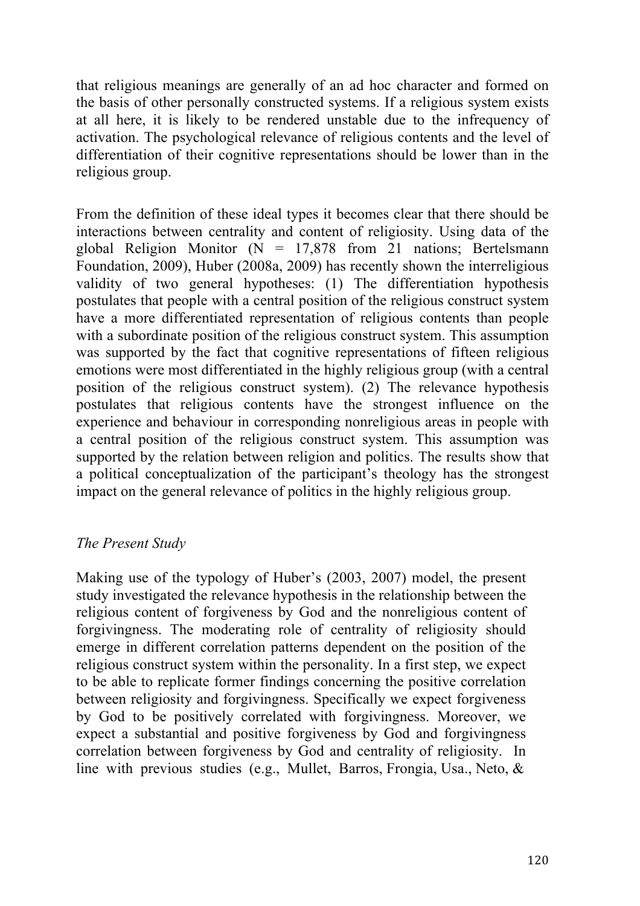that religious meanings are generally of an ad hoc character and formed on the basis of other personally constructed systems. If a religious system exists at all here, it is likely to be rendered unstable due to the infrequency of activation. The psychological relevance of religious contents and the level of differentiation of their cognitive representations should be lower than in the religious group.

From the definition of these ideal types it becomes clear that there should be interactions between centrality and content of religiosity. Using data of the global Religion Monitor (N = 17,878 from 21 nations; Bertelsmann Foundation, 2009), Huber (2008a, 2009) has recently shown the interreligious validity of two general hypotheses: (1) The differentiation hypothesis postulates that people with a central position of the religious construct system have a more differentiated representation of religious contents than people with a subordinate position of the religious construct system. This assumption was supported by the fact that cognitive representations of fifteen religious emotions were most differentiated in the highly religious group (with a central position of the religious construct system). (2) The relevance hypothesis postulates that religious contents have the strongest influence on the experience and behaviour in corresponding nonreligious areas in people with a central position of the religious construct system. This assumption was supported by the relation between religion and politics. The results show that a political conceptualization of the participant's theology has the strongest impact on the general relevance of politics in the highly religious group.

*The Present Study*

Making use of the typology of Huber's (2003, 2007) model, the present study investigated the relevance hypothesis in the relationship between the religious content of forgiveness by God and the nonreligious content of forgivingness. The moderating role of centrality of religiosity should emerge in different correlation patterns dependent on the position of the religious construct system within the personality. In a first step, we expect to be able to replicate former findings concerning the positive correlation between religiosity and forgivingness. Specifically we expect forgiveness by God to be positively correlated with forgivingness. Moreover, we expect a substantial and positive forgiveness by God and forgivingness correlation between forgiveness by God and centrality of religiosity. In line with previous studies (e.g., Mullet, Barros, Frongia, Usa., Neto, &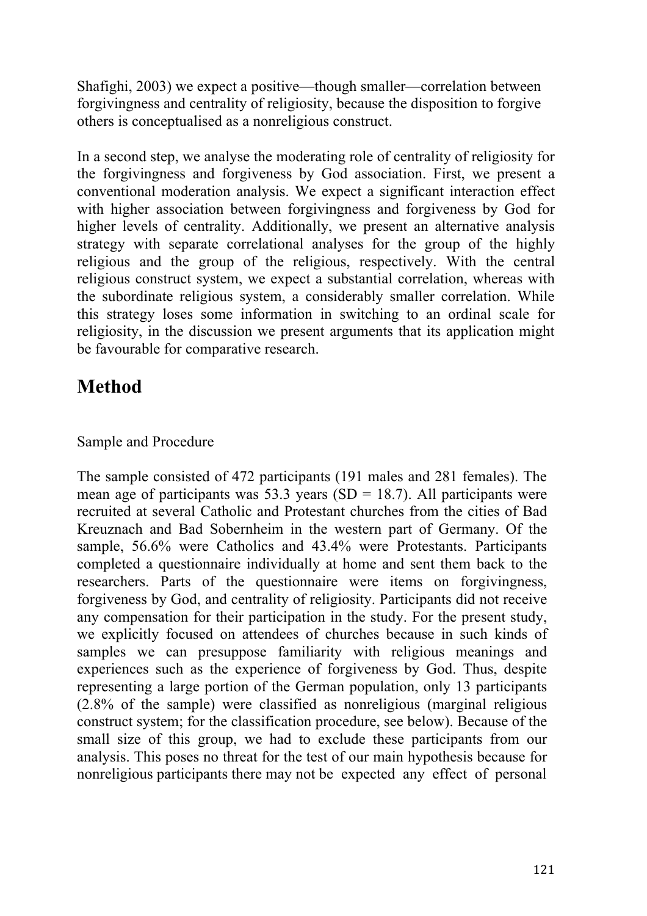Shafighi, 2003) we expect a positive—though smaller—correlation between forgivingness and centrality of religiosity, because the disposition to forgive others is conceptualised as a nonreligious construct.

In a second step, we analyse the moderating role of centrality of religiosity for the forgivingness and forgiveness by God association. First, we present a conventional moderation analysis. We expect a significant interaction effect with higher association between forgivingness and forgiveness by God for higher levels of centrality. Additionally, we present an alternative analysis strategy with separate correlational analyses for the group of the highly religious and the group of the religious, respectively. With the central religious construct system, we expect a substantial correlation, whereas with the subordinate religious system, a considerably smaller correlation. While this strategy loses some information in switching to an ordinal scale for religiosity, in the discussion we present arguments that its application might be favourable for comparative research.

# Method

Sample and Procedure

The sample consisted of 472 participants (191 males and 281 females). The mean age of participants was 53.3 years (SD = 18.7). All participants were recruited at several Catholic and Protestant churches from the cities of Bad Kreuznach and Bad Sobernheim in the western part of Germany. Of the sample, 56.6% were Catholics and 43.4% were Protestants. Participants completed a questionnaire individually at home and sent them back to the researchers. Parts of the questionnaire were items on forgivingness, forgiveness by God, and centrality of religiosity. Participants did not receive any compensation for their participation in the study. For the present study, we explicitly focused on attendees of churches because in such kinds of samples we can presuppose familiarity with religious meanings and experiences such as the experience of forgiveness by God. Thus, despite representing a large portion of the German population, only 13 participants (2.8% of the sample) were classified as nonreligious (marginal religious construct system; for the classification procedure, see below). Because of the small size of this group, we had to exclude these participants from our analysis. This poses no threat for the test of our main hypothesis because for nonreligious participants there may not be expected any effect of personal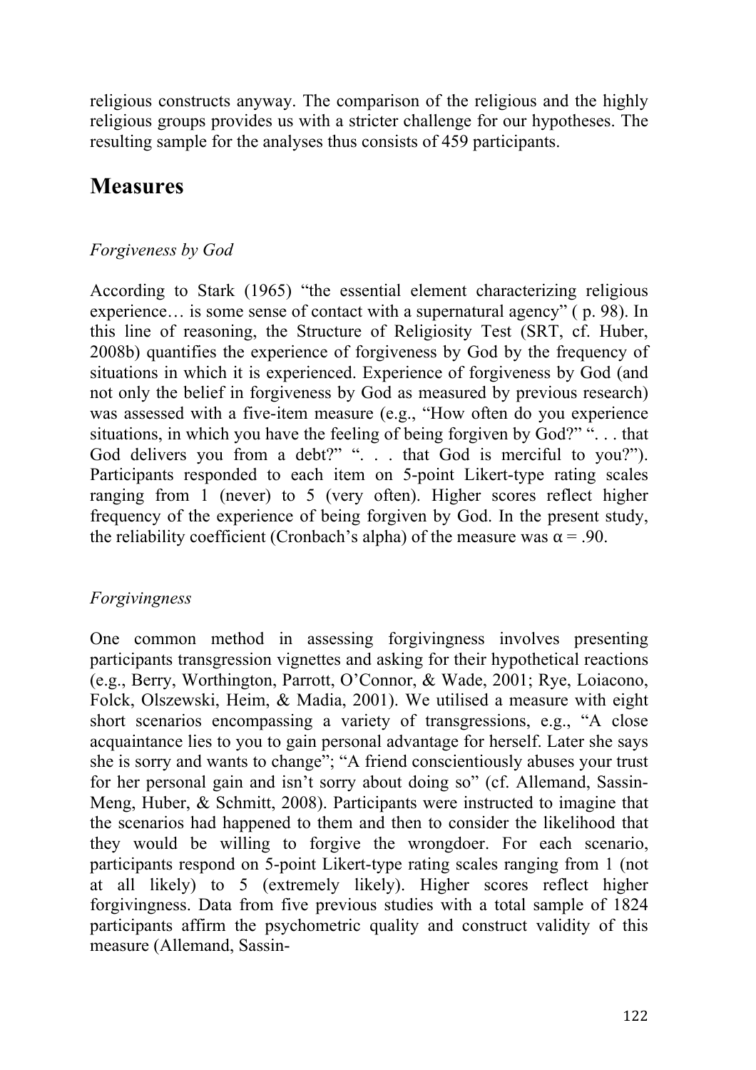religious constructs anyway. The comparison of the religious and the highly religious groups provides us with a stricter challenge for our hypotheses. The resulting sample for the analyses thus consists of 459 participants.

## Measures

### *Forgiveness by God*

According to Stark (1965) "the essential element characterizing religious experience… is some sense of contact with a supernatural agency" ( p. 98). In this line of reasoning, the Structure of Religiosity Test (SRT, cf. Huber, 2008b) quantifies the experience of forgiveness by God by the frequency of situations in which it is experienced. Experience of forgiveness by God (and not only the belief in forgiveness by God as measured by previous research) was assessed with a five-item measure (e.g., "How often do you experience situations, in which you have the feeling of being forgiven by God?" ". . . that God delivers you from a debt?" ". . . that God is merciful to you?"). Participants responded to each item on 5-point Likert-type rating scales ranging from 1 (never) to 5 (very often). Higher scores reflect higher frequency of the experience of being forgiven by God. In the present study, the reliability coefficient (Cronbach's alpha) of the measure was $\alpha = .90$.

### *Forgivingness*

One common method in assessing forgivingness involves presenting participants transgression vignettes and asking for their hypothetical reactions (e.g., Berry, Worthington, Parrott, O'Connor, & Wade, 2001; Rye, Loiacono, Folck, Olszewski, Heim, & Madia, 2001). We utilised a measure with eight short scenarios encompassing a variety of transgressions, e.g., "A close acquaintance lies to you to gain personal advantage for herself. Later she says she is sorry and wants to change"; "A friend conscientiously abuses your trust for her personal gain and isn't sorry about doing so" (cf. Allemand, Sassin-Meng, Huber, & Schmitt, 2008). Participants were instructed to imagine that the scenarios had happened to them and then to consider the likelihood that they would be willing to forgive the wrongdoer. For each scenario, participants respond on 5-point Likert-type rating scales ranging from 1 (not at all likely) to 5 (extremely likely). Higher scores reflect higher forgivingness. Data from five previous studies with a total sample of 1824 participants affirm the psychometric quality and construct validity of this measure (Allemand, Sassin-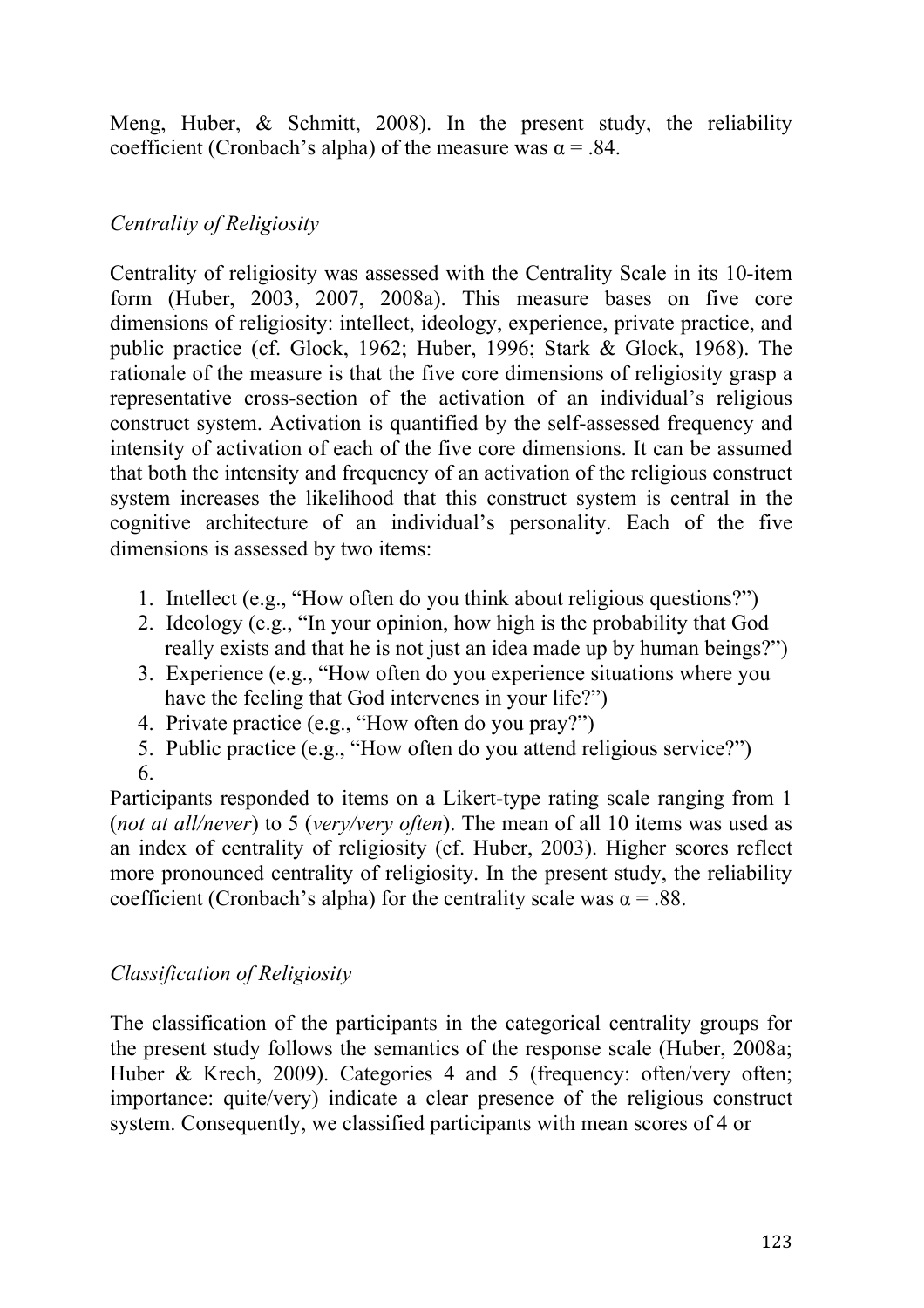Meng, Huber, & Schmitt, 2008). In the present study, the reliability coefficient (Cronbach's alpha) of the measure was α = .84.

*Centrality of Religiosity*

Centrality of religiosity was assessed with the Centrality Scale in its 10-item form (Huber, 2003, 2007, 2008a). This measure bases on five core dimensions of religiosity: intellect, ideology, experience, private practice, and public practice (cf. Glock, 1962; Huber, 1996; Stark & Glock, 1968). The rationale of the measure is that the five core dimensions of religiosity grasp a representative cross-section of the activation of an individual's religious construct system. Activation is quantified by the self-assessed frequency and intensity of activation of each of the five core dimensions. It can be assumed that both the intensity and frequency of an activation of the religious construct system increases the likelihood that this construct system is central in the cognitive architecture of an individual's personality. Each of the five dimensions is assessed by two items:

1. Intellect (e.g., "How often do you think about religious questions?")
2. Ideology (e.g., "In your opinion, how high is the probability that God really exists and that he is not just an idea made up by human beings?")
3. Experience (e.g., "How often do you experience situations where you have the feeling that God intervenes in your life?")
4. Private practice (e.g., "How often do you pray?")
5. Public practice (e.g., "How often do you attend religious service?")
6.

Participants responded to items on a Likert-type rating scale ranging from 1 (*not at all/never*) to 5 (*very/very often*). The mean of all 10 items was used as an index of centrality of religiosity (cf. Huber, 2003). Higher scores reflect more pronounced centrality of religiosity. In the present study, the reliability coefficient (Cronbach's alpha) for the centrality scale was α = .88.

*Classification of Religiosity*

The classification of the participants in the categorical centrality groups for the present study follows the semantics of the response scale (Huber, 2008a; Huber & Krech, 2009). Categories 4 and 5 (frequency: often/very often; importance: quite/very) indicate a clear presence of the religious construct system. Consequently, we classified participants with mean scores of 4 or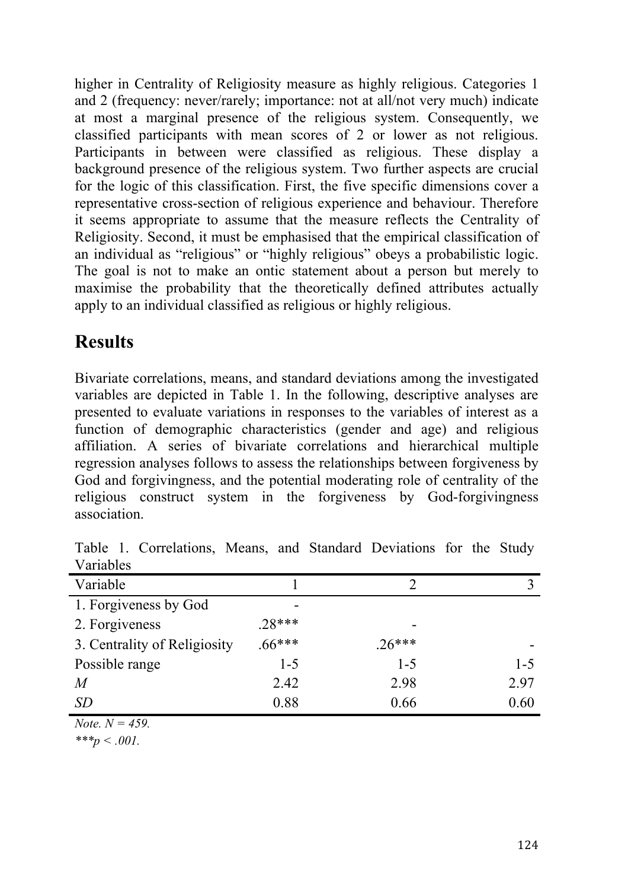higher in Centrality of Religiosity measure as highly religious. Categories 1 and 2 (frequency: never/rarely; importance: not at all/not very much) indicate at most a marginal presence of the religious system. Consequently, we classified participants with mean scores of 2 or lower as not religious. Participants in between were classified as religious. These display a background presence of the religious system. Two further aspects are crucial for the logic of this classification. First, the five specific dimensions cover a representative cross-section of religious experience and behaviour. Therefore it seems appropriate to assume that the measure reflects the Centrality of Religiosity. Second, it must be emphasised that the empirical classification of an individual as "religious" or "highly religious" obeys a probabilistic logic. The goal is not to make an ontic statement about a person but merely to maximise the probability that the theoretically defined attributes actually apply to an individual classified as religious or highly religious.

## Results

Bivariate correlations, means, and standard deviations among the investigated variables are depicted in Table 1. In the following, descriptive analyses are presented to evaluate variations in responses to the variables of interest as a function of demographic characteristics (gender and age) and religious affiliation. A series of bivariate correlations and hierarchical multiple regression analyses follows to assess the relationships between forgiveness by God and forgivingness, and the potential moderating role of centrality of the religious construct system in the forgiveness by God-forgivingness association.

Table 1. Correlations, Means, and Standard Deviations for the Study Variables

| Variable | 1 | 2 | 3 |
|---|---|---|---|
| 1. Forgiveness by God | - | | |
| 2. Forgiveness | .28*** | - | |
| 3. Centrality of Religiosity | .66*** | .26*** | - |
| Possible range | 1-5 | 1-5 | 1-5 |
| *M* | 2.42 | 2.98 | 2.97 |
| *SD* | 0.88 | 0.66 | 0.60 |

*Note. N = 459.*

*\*\*\*p < .001.*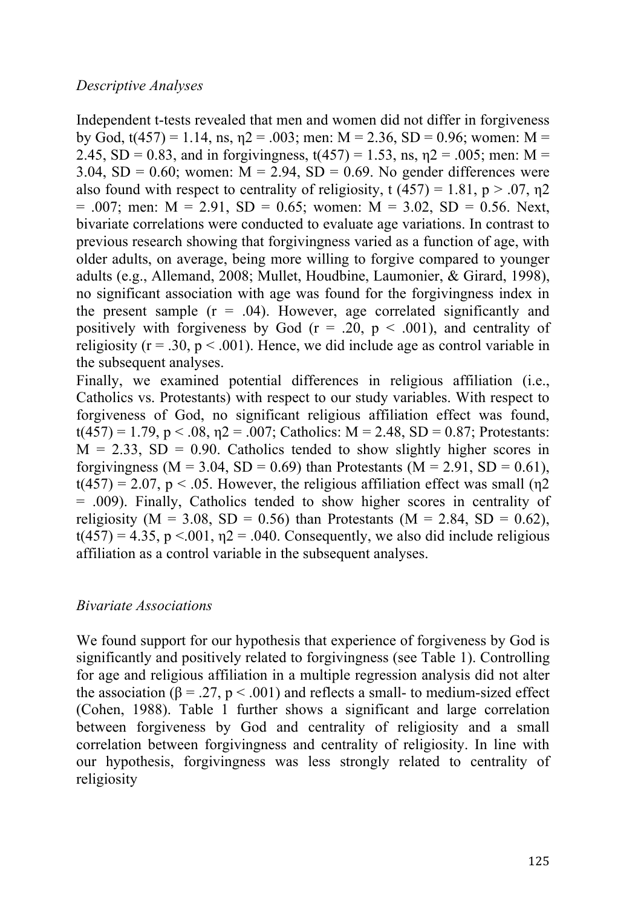*Descriptive Analyses*

Independent t-tests revealed that men and women did not differ in forgiveness by God, $t(457) = 1.14$, ns, $\eta2 = .003$; men: $M = 2.36$, $SD = 0.96$; women: $M = 2.45$, $SD = 0.83$, and in forgivingness, $t(457) = 1.53$, ns, $\eta2 = .005$; men: $M = 3.04$, $SD = 0.60$; women: $M = 2.94$, $SD = 0.69$. No gender differences were also found with respect to centrality of religiosity, $t (457) = 1.81$, $p > .07$, $\eta2 = .007$; men: $M = 2.91$, $SD = 0.65$; women: $M = 3.02$, $SD = 0.56$. Next, bivariate correlations were conducted to evaluate age variations. In contrast to previous research showing that forgivingness varied as a function of age, with older adults, on average, being more willing to forgive compared to younger adults (e.g., Allemand, 2008; Mullet, Houdbine, Laumonier, & Girard, 1998), no significant association with age was found for the forgivingness index in the present sample ($r = .04$). However, age correlated significantly and positively with forgiveness by God ($r = .20$, $p < .001$), and centrality of religiosity ($r = .30$, $p < .001$). Hence, we did include age as control variable in the subsequent analyses.

Finally, we examined potential differences in religious affiliation (i.e., Catholics vs. Protestants) with respect to our study variables. With respect to forgiveness of God, no significant religious affiliation effect was found, $t(457) = 1.79$, $p < .08$, $\eta2 = .007$; Catholics: $M = 2.48$, $SD = 0.87$; Protestants: $M = 2.33$, $SD = 0.90$. Catholics tended to show slightly higher scores in forgivingness ($M = 3.04$, $SD = 0.69$) than Protestants ($M = 2.91$, $SD = 0.61$), $t(457) = 2.07$, $p < .05$. However, the religious affiliation effect was small ($\eta2 = .009$). Finally, Catholics tended to show higher scores in centrality of religiosity ($M = 3.08$, $SD = 0.56$) than Protestants ($M = 2.84$, $SD = 0.62$), $t(457) = 4.35$, $p <.001$, $\eta2 = .040$. Consequently, we also did include religious affiliation as a control variable in the subsequent analyses.

*Bivariate Associations*

We found support for our hypothesis that experience of forgiveness by God is significantly and positively related to forgivingness (see Table 1). Controlling for age and religious affiliation in a multiple regression analysis did not alter the association ($\beta = .27$, $p < .001$) and reflects a small- to medium-sized effect (Cohen, 1988). Table 1 further shows a significant and large correlation between forgiveness by God and centrality of religiosity and a small correlation between forgivingness and centrality of religiosity. In line with our hypothesis, forgivingness was less strongly related to centrality of religiosity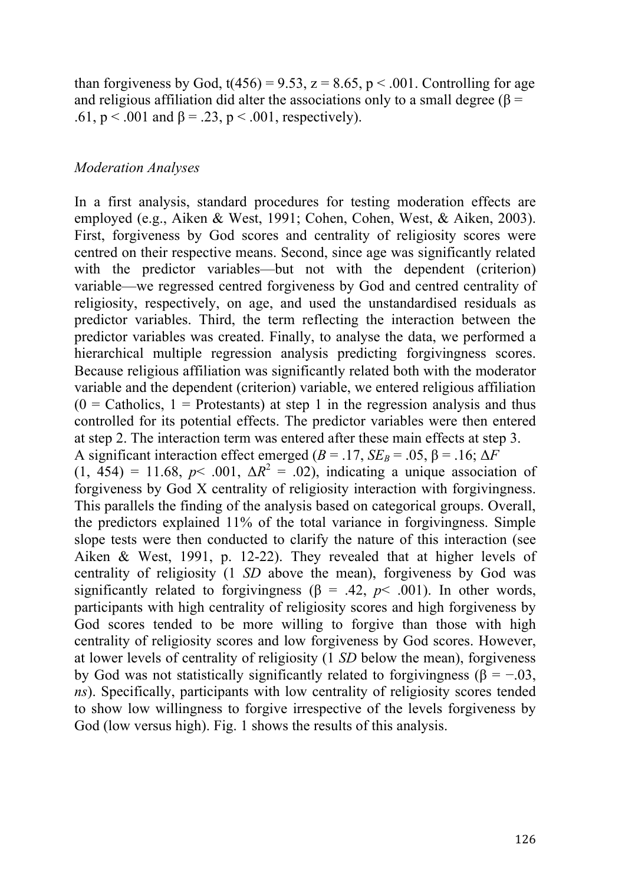than forgiveness by God, $t(456) = 9.53$, $z = 8.65$, $p < .001$. Controlling for age and religious affiliation did alter the associations only to a small degree ($\beta = .61$, $p < .001$ and $\beta = .23$, $p < .001$, respectively).

*Moderation Analyses*

In a first analysis, standard procedures for testing moderation effects are employed (e.g., Aiken & West, 1991; Cohen, Cohen, West, & Aiken, 2003). First, forgiveness by God scores and centrality of religiosity scores were centred on their respective means. Second, since age was significantly related with the predictor variables—but not with the dependent (criterion) variable—we regressed centred forgiveness by God and centred centrality of religiosity, respectively, on age, and used the unstandardised residuals as predictor variables. Third, the term reflecting the interaction between the predictor variables was created. Finally, to analyse the data, we performed a hierarchical multiple regression analysis predicting forgivingness scores. Because religious affiliation was significantly related both with the moderator variable and the dependent (criterion) variable, we entered religious affiliation (0 = Catholics, 1 = Protestants) at step 1 in the regression analysis and thus controlled for its potential effects. The predictor variables were then entered at step 2. The interaction term was entered after these main effects at step 3. A significant interaction effect emerged ($B = .17$, $SE_B = .05$, $\beta = .16$; $\Delta F(1, 454) = 11.68$, $p < .001$, $\Delta R^2 = .02$), indicating a unique association of forgiveness by God X centrality of religiosity interaction with forgivingness. This parallels the finding of the analysis based on categorical groups. Overall, the predictors explained 11% of the total variance in forgivingness. Simple slope tests were then conducted to clarify the nature of this interaction (see Aiken & West, 1991, p. 12-22). They revealed that at higher levels of centrality of religiosity (1 *SD* above the mean), forgiveness by God was significantly related to forgivingness ($\beta = .42$, $p < .001$). In other words, participants with high centrality of religiosity scores and high forgiveness by God scores tended to be more willing to forgive than those with high centrality of religiosity scores and low forgiveness by God scores. However, at lower levels of centrality of religiosity (1 *SD* below the mean), forgiveness by God was not statistically significantly related to forgivingness ($\beta = -.03$, *ns*). Specifically, participants with low centrality of religiosity scores tended to show low willingness to forgive irrespective of the levels forgiveness by God (low versus high). Fig. 1 shows the results of this analysis.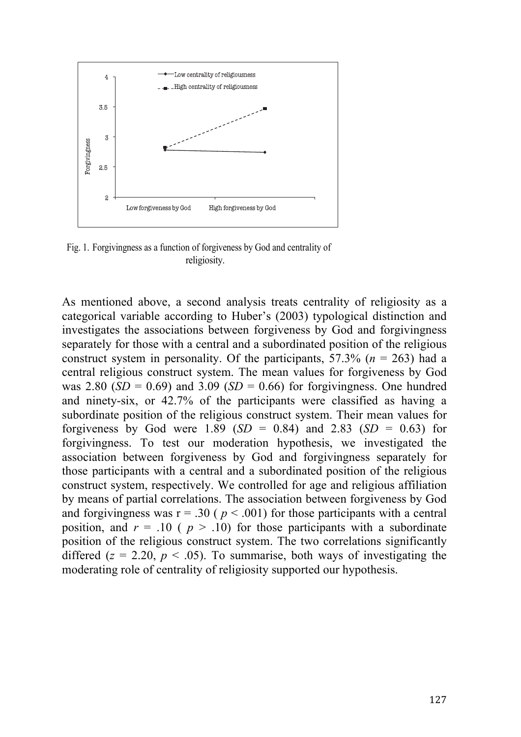Fig. 1. Forgivingness as a function of forgiveness by God and centrality of religiosity.

As mentioned above, a second analysis treats centrality of religiosity as a categorical variable according to Huber's (2003) typological distinction and investigates the associations between forgiveness by God and forgivingness separately for those with a central and a subordinated position of the religious construct system in personality. Of the participants, 57.3% ($n$ = 263) had a central religious construct system. The mean values for forgiveness by God was 2.80 (*SD* = 0.69) and 3.09 (*SD* = 0.66) for forgivingness. One hundred and ninety-six, or 42.7% of the participants were classified as having a subordinate position of the religious construct system. Their mean values for forgiveness by God were 1.89 (*SD* = 0.84) and 2.83 (*SD* = 0.63) for forgivingness. To test our moderation hypothesis, we investigated the association between forgiveness by God and forgivingness separately for those participants with a central and a subordinated position of the religious construct system, respectively. We controlled for age and religious affiliation by means of partial correlations. The association between forgiveness by God and forgivingness was r = .30 ( $p < .001$) for those participants with a central position, and $r = .10$ ( $p > .10$) for those participants with a subordinate position of the religious construct system. The two correlations significantly differed ($z = 2.20$, $p < .05$). To summarise, both ways of investigating the moderating role of centrality of religiosity supported our hypothesis.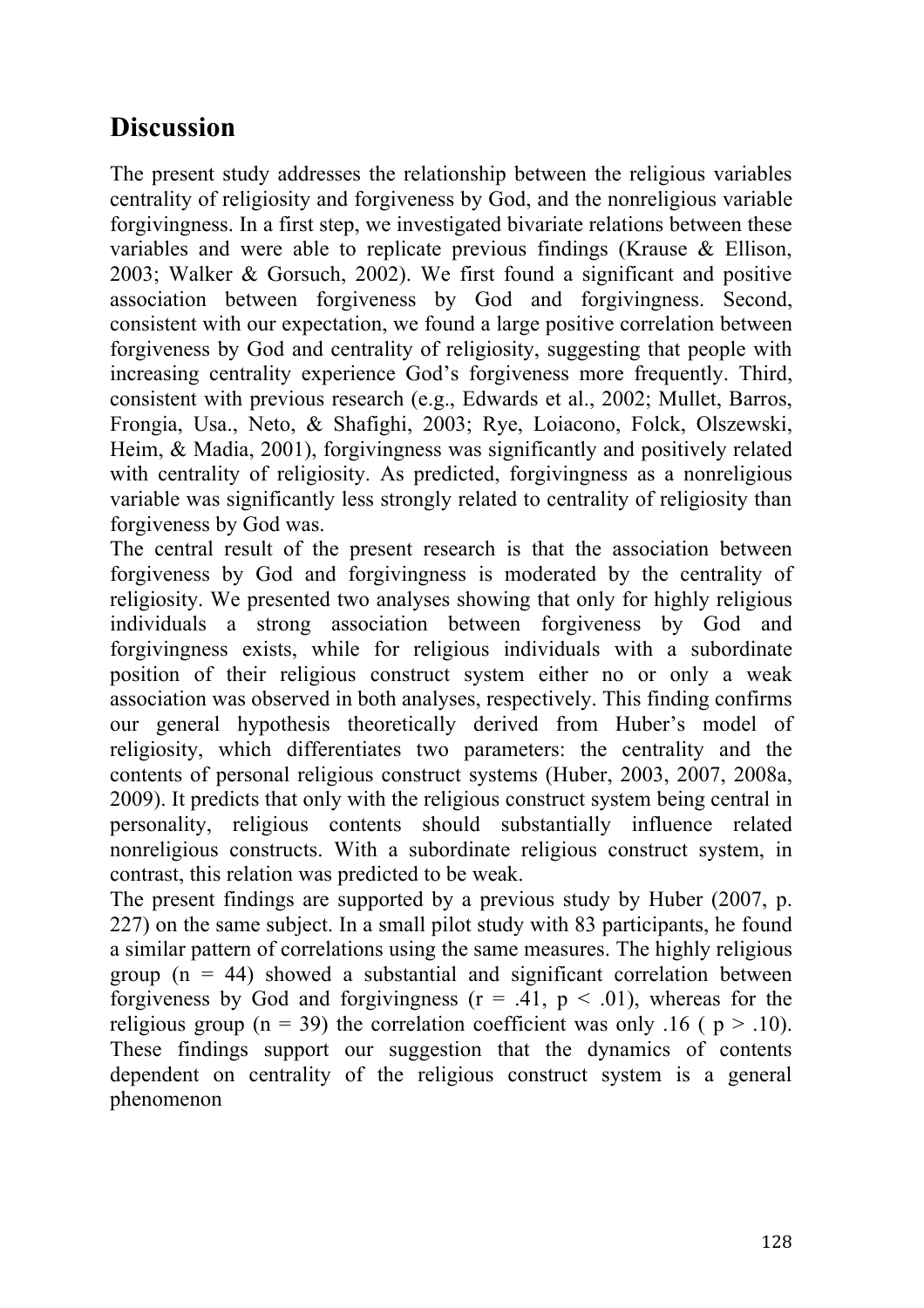## Discussion

The present study addresses the relationship between the religious variables centrality of religiosity and forgiveness by God, and the nonreligious variable forgivingness. In a first step, we investigated bivariate relations between these variables and were able to replicate previous findings (Krause & Ellison, 2003; Walker & Gorsuch, 2002). We first found a significant and positive association between forgiveness by God and forgivingness. Second, consistent with our expectation, we found a large positive correlation between forgiveness by God and centrality of religiosity, suggesting that people with increasing centrality experience God's forgiveness more frequently. Third, consistent with previous research (e.g., Edwards et al., 2002; Mullet, Barros, Frongia, Usa., Neto, & Shafighi, 2003; Rye, Loiacono, Folck, Olszewski, Heim, & Madia, 2001), forgivingness was significantly and positively related with centrality of religiosity. As predicted, forgivingness as a nonreligious variable was significantly less strongly related to centrality of religiosity than forgiveness by God was.

The central result of the present research is that the association between forgiveness by God and forgivingness is moderated by the centrality of religiosity. We presented two analyses showing that only for highly religious individuals a strong association between forgiveness by God and forgivingness exists, while for religious individuals with a subordinate position of their religious construct system either no or only a weak association was observed in both analyses, respectively. This finding confirms our general hypothesis theoretically derived from Huber's model of religiosity, which differentiates two parameters: the centrality and the contents of personal religious construct systems (Huber, 2003, 2007, 2008a, 2009). It predicts that only with the religious construct system being central in personality, religious contents should substantially influence related nonreligious constructs. With a subordinate religious construct system, in contrast, this relation was predicted to be weak.

The present findings are supported by a previous study by Huber (2007, p. 227) on the same subject. In a small pilot study with 83 participants, he found a similar pattern of correlations using the same measures. The highly religious group ($n = 44$) showed a substantial and significant correlation between forgiveness by God and forgivingness ($r = .41$, $p < .01$), whereas for the religious group ($n = 39$) the correlation coefficient was only .16 ( $p > .10$). These findings support our suggestion that the dynamics of contents dependent on centrality of the religious construct system is a general phenomenon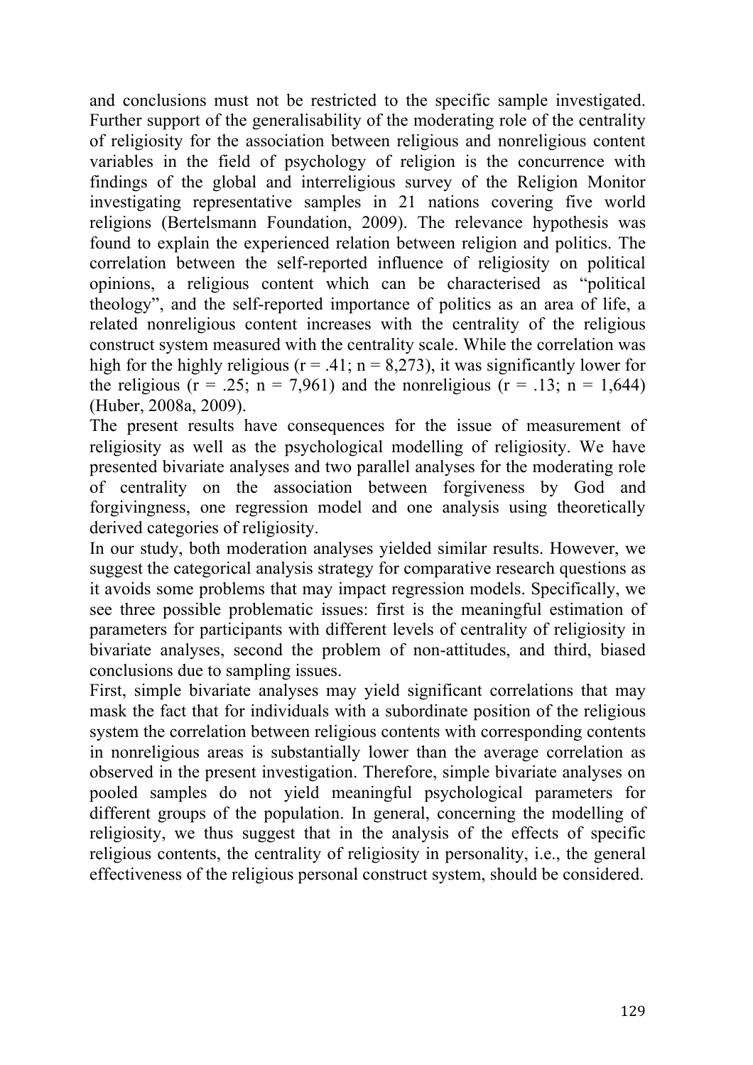and conclusions must not be restricted to the specific sample investigated. Further support of the generalisability of the moderating role of the centrality of religiosity for the association between religious and nonreligious content variables in the field of psychology of religion is the concurrence with findings of the global and interreligious survey of the Religion Monitor investigating representative samples in 21 nations covering five world religions (Bertelsmann Foundation, 2009). The relevance hypothesis was found to explain the experienced relation between religion and politics. The correlation between the self-reported influence of religiosity on political opinions, a religious content which can be characterised as "political theology", and the self-reported importance of politics as an area of life, a related nonreligious content increases with the centrality of the religious construct system measured with the centrality scale. While the correlation was high for the highly religious ($r = .41$; $n = 8,273$), it was significantly lower for the religious ($r = .25$; $n = 7,961$) and the nonreligious ($r = .13$; $n = 1,644$) (Huber, 2008a, 2009).

The present results have consequences for the issue of measurement of religiosity as well as the psychological modelling of religiosity. We have presented bivariate analyses and two parallel analyses for the moderating role of centrality on the association between forgiveness by God and forgivingness, one regression model and one analysis using theoretically derived categories of religiosity.

In our study, both moderation analyses yielded similar results. However, we suggest the categorical analysis strategy for comparative research questions as it avoids some problems that may impact regression models. Specifically, we see three possible problematic issues: first is the meaningful estimation of parameters for participants with different levels of centrality of religiosity in bivariate analyses, second the problem of non-attitudes, and third, biased conclusions due to sampling issues.

First, simple bivariate analyses may yield significant correlations that may mask the fact that for individuals with a subordinate position of the religious system the correlation between religious contents with corresponding contents in nonreligious areas is substantially lower than the average correlation as observed in the present investigation. Therefore, simple bivariate analyses on pooled samples do not yield meaningful psychological parameters for different groups of the population. In general, concerning the modelling of religiosity, we thus suggest that in the analysis of the effects of specific religious contents, the centrality of religiosity in personality, i.e., the general effectiveness of the religious personal construct system, should be considered.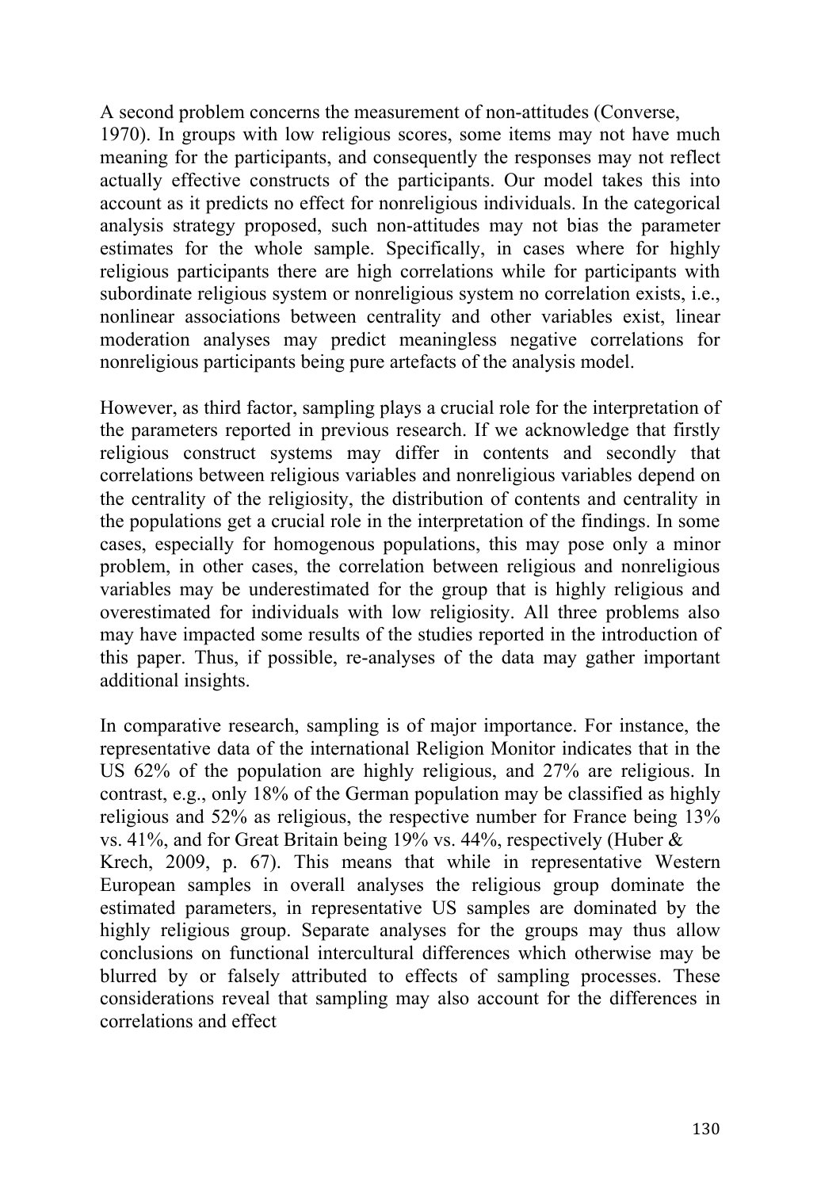A second problem concerns the measurement of non-attitudes (Converse, 1970). In groups with low religious scores, some items may not have much meaning for the participants, and consequently the responses may not reflect actually effective constructs of the participants. Our model takes this into account as it predicts no effect for nonreligious individuals. In the categorical analysis strategy proposed, such non-attitudes may not bias the parameter estimates for the whole sample. Specifically, in cases where for highly religious participants there are high correlations while for participants with subordinate religious system or nonreligious system no correlation exists, i.e., nonlinear associations between centrality and other variables exist, linear moderation analyses may predict meaningless negative correlations for nonreligious participants being pure artefacts of the analysis model.

However, as third factor, sampling plays a crucial role for the interpretation of the parameters reported in previous research. If we acknowledge that firstly religious construct systems may differ in contents and secondly that correlations between religious variables and nonreligious variables depend on the centrality of the religiosity, the distribution of contents and centrality in the populations get a crucial role in the interpretation of the findings. In some cases, especially for homogenous populations, this may pose only a minor problem, in other cases, the correlation between religious and nonreligious variables may be underestimated for the group that is highly religious and overestimated for individuals with low religiosity. All three problems also may have impacted some results of the studies reported in the introduction of this paper. Thus, if possible, re-analyses of the data may gather important additional insights.

In comparative research, sampling is of major importance. For instance, the representative data of the international Religion Monitor indicates that in the US 62% of the population are highly religious, and 27% are religious. In contrast, e.g., only 18% of the German population may be classified as highly religious and 52% as religious, the respective number for France being 13% vs. 41%, and for Great Britain being 19% vs. 44%, respectively (Huber & Krech, 2009, p. 67). This means that while in representative Western European samples in overall analyses the religious group dominate the estimated parameters, in representative US samples are dominated by the highly religious group. Separate analyses for the groups may thus allow conclusions on functional intercultural differences which otherwise may be blurred by or falsely attributed to effects of sampling processes. These considerations reveal that sampling may also account for the differences in correlations and effect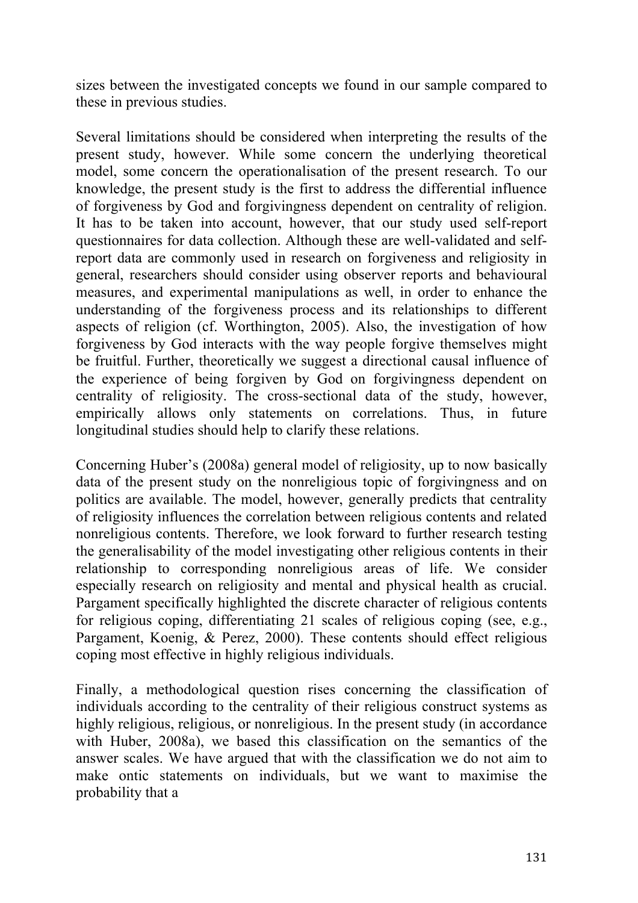sizes between the investigated concepts we found in our sample compared to these in previous studies.

Several limitations should be considered when interpreting the results of the present study, however. While some concern the underlying theoretical model, some concern the operationalisation of the present research. To our knowledge, the present study is the first to address the differential influence of forgiveness by God and forgivingness dependent on centrality of religion. It has to be taken into account, however, that our study used self-report questionnaires for data collection. Although these are well-validated and self-report data are commonly used in research on forgiveness and religiosity in general, researchers should consider using observer reports and behavioural measures, and experimental manipulations as well, in order to enhance the understanding of the forgiveness process and its relationships to different aspects of religion (cf. Worthington, 2005). Also, the investigation of how forgiveness by God interacts with the way people forgive themselves might be fruitful. Further, theoretically we suggest a directional causal influence of the experience of being forgiven by God on forgivingness dependent on centrality of religiosity. The cross-sectional data of the study, however, empirically allows only statements on correlations. Thus, in future longitudinal studies should help to clarify these relations.

Concerning Huber's (2008a) general model of religiosity, up to now basically data of the present study on the nonreligious topic of forgivingness and on politics are available. The model, however, generally predicts that centrality of religiosity influences the correlation between religious contents and related nonreligious contents. Therefore, we look forward to further research testing the generalisability of the model investigating other religious contents in their relationship to corresponding nonreligious areas of life. We consider especially research on religiosity and mental and physical health as crucial. Pargament specifically highlighted the discrete character of religious contents for religious coping, differentiating 21 scales of religious coping (see, e.g., Pargament, Koenig, & Perez, 2000). These contents should effect religious coping most effective in highly religious individuals.

Finally, a methodological question rises concerning the classification of individuals according to the centrality of their religious construct systems as highly religious, religious, or nonreligious. In the present study (in accordance with Huber, 2008a), we based this classification on the semantics of the answer scales. We have argued that with the classification we do not aim to make ontic statements on individuals, but we want to maximise the probability that a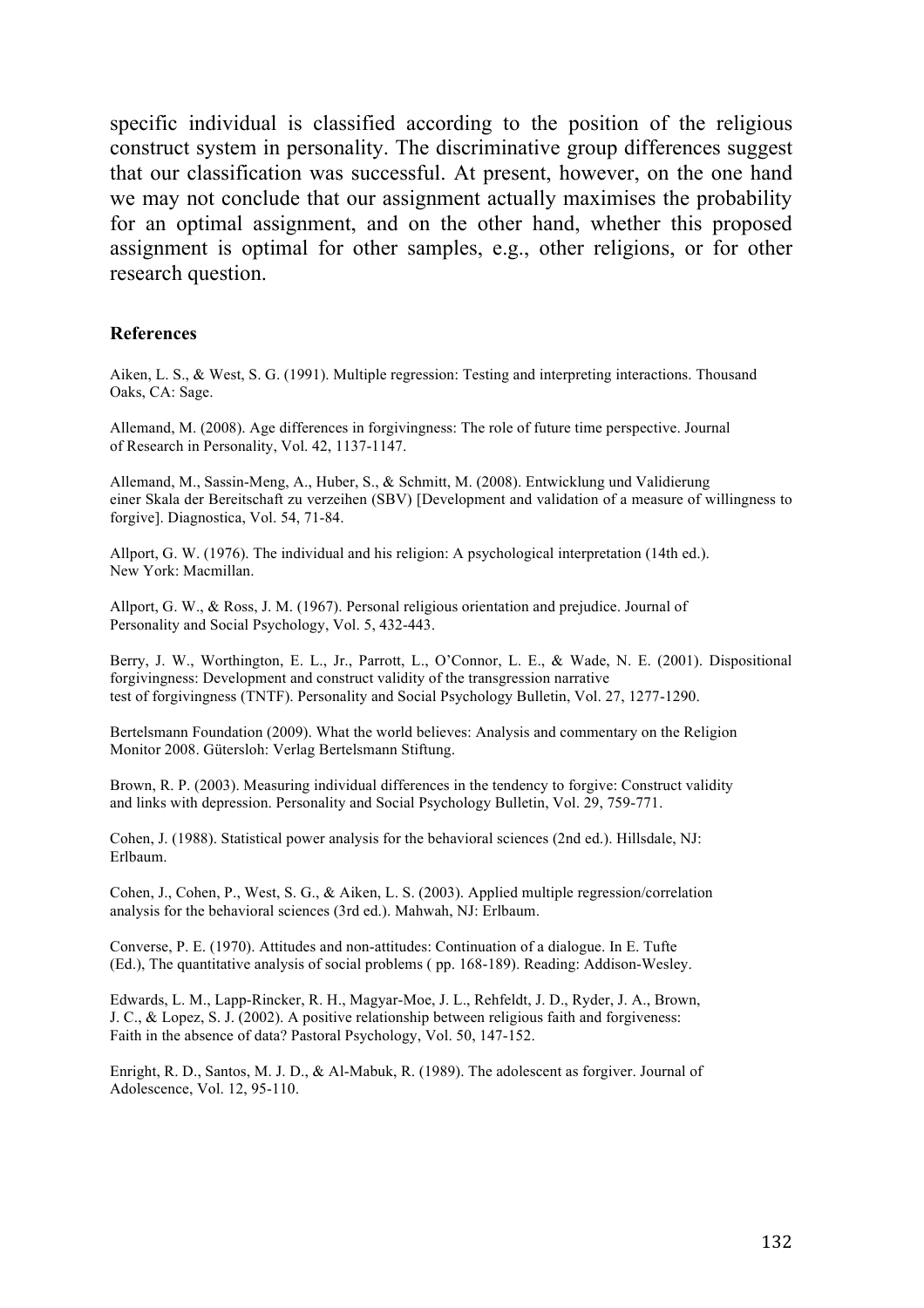specific individual is classified according to the position of the religious construct system in personality. The discriminative group differences suggest that our classification was successful. At present, however, on the one hand we may not conclude that our assignment actually maximises the probability for an optimal assignment, and on the other hand, whether this proposed assignment is optimal for other samples, e.g., other religions, or for other research question.

**References**

Aiken, L. S., & West, S. G. (1991). Multiple regression: Testing and interpreting interactions. Thousand Oaks, CA: Sage.

Allemand, M. (2008). Age differences in forgivingness: The role of future time perspective. Journal of Research in Personality, Vol. 42, 1137-1147.

Allemand, M., Sassin-Meng, A., Huber, S., & Schmitt, M. (2008). Entwicklung und Validierung einer Skala der Bereitschaft zu verzeihen (SBV) [Development and validation of a measure of willingness to forgive]. Diagnostica, Vol. 54, 71-84.

Allport, G. W. (1976). The individual and his religion: A psychological interpretation (14th ed.). New York: Macmillan.

Allport, G. W., & Ross, J. M. (1967). Personal religious orientation and prejudice. Journal of Personality and Social Psychology, Vol. 5, 432-443.

Berry, J. W., Worthington, E. L., Jr., Parrott, L., O'Connor, L. E., & Wade, N. E. (2001). Dispositional forgivingness: Development and construct validity of the transgression narrative test of forgivingness (TNTF). Personality and Social Psychology Bulletin, Vol. 27, 1277-1290.

Bertelsmann Foundation (2009). What the world believes: Analysis and commentary on the Religion Monitor 2008. Gütersloh: Verlag Bertelsmann Stiftung.

Brown, R. P. (2003). Measuring individual differences in the tendency to forgive: Construct validity and links with depression. Personality and Social Psychology Bulletin, Vol. 29, 759-771.

Cohen, J. (1988). Statistical power analysis for the behavioral sciences (2nd ed.). Hillsdale, NJ: Erlbaum.

Cohen, J., Cohen, P., West, S. G., & Aiken, L. S. (2003). Applied multiple regression/correlation analysis for the behavioral sciences (3rd ed.). Mahwah, NJ: Erlbaum.

Converse, P. E. (1970). Attitudes and non-attitudes: Continuation of a dialogue. In E. Tufte (Ed.), The quantitative analysis of social problems ( pp. 168-189). Reading: Addison-Wesley.

Edwards, L. M., Lapp-Rincker, R. H., Magyar-Moe, J. L., Rehfeldt, J. D., Ryder, J. A., Brown, J. C., & Lopez, S. J. (2002). A positive relationship between religious faith and forgiveness: Faith in the absence of data? Pastoral Psychology, Vol. 50, 147-152.

Enright, R. D., Santos, M. J. D., & Al-Mabuk, R. (1989). The adolescent as forgiver. Journal of Adolescence, Vol. 12, 95-110.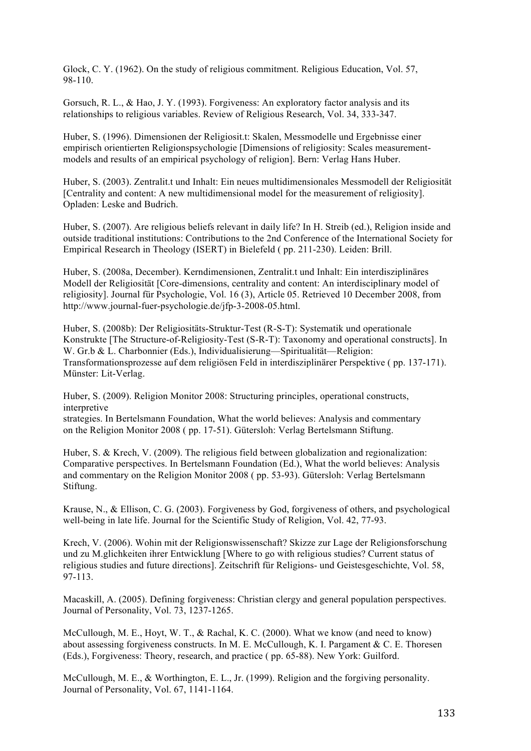Glock, C. Y. (1962). On the study of religious commitment. Religious Education, Vol. 57, 98-110.

Gorsuch, R. L., & Hao, J. Y. (1993). Forgiveness: An exploratory factor analysis and its relationships to religious variables. Review of Religious Research, Vol. 34, 333-347.

Huber, S. (1996). Dimensionen der Religiosit.t: Skalen, Messmodelle und Ergebnisse einer empirisch orientierten Religionspsychologie [Dimensions of religiosity: Scales measurement-models and results of an empirical psychology of religion]. Bern: Verlag Hans Huber.

Huber, S. (2003). Zentralit.t und Inhalt: Ein neues multidimensionales Messmodell der Religiosität [Centrality and content: A new multidimensional model for the measurement of religiosity]. Opladen: Leske and Budrich.

Huber, S. (2007). Are religious beliefs relevant in daily life? In H. Streib (ed.), Religion inside and outside traditional institutions: Contributions to the 2nd Conference of the International Society for Empirical Research in Theology (ISERT) in Bielefeld ( pp. 211-230). Leiden: Brill.

Huber, S. (2008a, December). Kerndimensionen, Zentralit.t und Inhalt: Ein interdisziplinäres Modell der Religiosität [Core-dimensions, centrality and content: An interdisciplinary model of religiosity]. Journal für Psychologie, Vol. 16 (3), Article 05. Retrieved 10 December 2008, from http://www.journal-fuer-psychologie.de/jfp-3-2008-05.html.

Huber, S. (2008b): Der Religiositäts-Struktur-Test (R-S-T): Systematik und operationale Konstrukte [The Structure-of-Religiosity-Test (S-R-T): Taxonomy and operational constructs]. In W. Gr.b & L. Charbonnier (Eds.), Individualisierung—Spiritualität—Religion: Transformationsprozesse auf dem religiösen Feld in interdisziplinärer Perspektive ( pp. 137-171). Münster: Lit-Verlag.

Huber, S. (2009). Religion Monitor 2008: Structuring principles, operational constructs, interpretive
strategies. In Bertelsmann Foundation, What the world believes: Analysis and commentary on the Religion Monitor 2008 ( pp. 17-51). Gütersloh: Verlag Bertelsmann Stiftung.

Huber, S. & Krech, V. (2009). The religious field between globalization and regionalization: Comparative perspectives. In Bertelsmann Foundation (Ed.), What the world believes: Analysis and commentary on the Religion Monitor 2008 ( pp. 53-93). Gütersloh: Verlag Bertelsmann Stiftung.

Krause, N., & Ellison, C. G. (2003). Forgiveness by God, forgiveness of others, and psychological well-being in late life. Journal for the Scientific Study of Religion, Vol. 42, 77-93.

Krech, V. (2006). Wohin mit der Religionswissenschaft? Skizze zur Lage der Religionsforschung und zu M.glichkeiten ihrer Entwicklung [Where to go with religious studies? Current status of religious studies and future directions]. Zeitschrift für Religions- und Geistesgeschichte, Vol. 58, 97-113.

Macaskill, A. (2005). Defining forgiveness: Christian clergy and general population perspectives. Journal of Personality, Vol. 73, 1237-1265.

McCullough, M. E., Hoyt, W. T., & Rachal, K. C. (2000). What we know (and need to know) about assessing forgiveness constructs. In M. E. McCullough, K. I. Pargament & C. E. Thoresen (Eds.), Forgiveness: Theory, research, and practice ( pp. 65-88). New York: Guilford.

McCullough, M. E., & Worthington, E. L., Jr. (1999). Religion and the forgiving personality. Journal of Personality, Vol. 67, 1141-1164.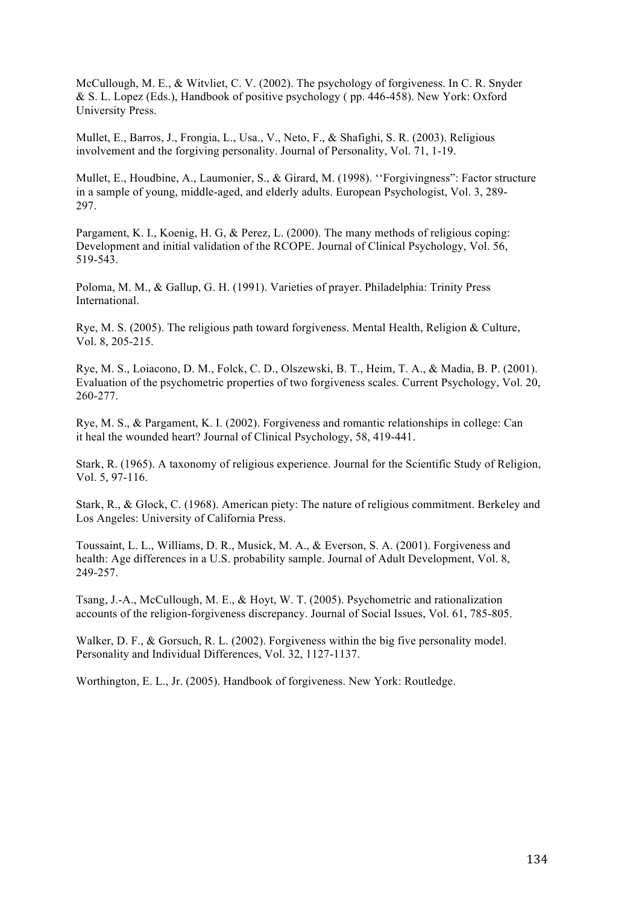McCullough, M. E., & Witvliet, C. V. (2002). The psychology of forgiveness. In C. R. Snyder & S. L. Lopez (Eds.), Handbook of positive psychology ( pp. 446-458). New York: Oxford University Press.

Mullet, E., Barros, J., Frongia, L., Usa., V., Neto, F., & Shafighi, S. R. (2003). Religious involvement and the forgiving personality. Journal of Personality, Vol. 71, 1-19.

Mullet, E., Houdbine, A., Laumonier, S., & Girard, M. (1998). ''Forgivingness": Factor structure in a sample of young, middle-aged, and elderly adults. European Psychologist, Vol. 3, 289-297.

Pargament, K. I., Koenig, H. G, & Perez, L. (2000). The many methods of religious coping: Development and initial validation of the RCOPE. Journal of Clinical Psychology, Vol. 56, 519-543.

Poloma, M. M., & Gallup, G. H. (1991). Varieties of prayer. Philadelphia: Trinity Press International.

Rye, M. S. (2005). The religious path toward forgiveness. Mental Health, Religion & Culture, Vol. 8, 205-215.

Rye, M. S., Loiacono, D. M., Folck, C. D., Olszewski, B. T., Heim, T. A., & Madia, B. P. (2001). Evaluation of the psychometric properties of two forgiveness scales. Current Psychology, Vol. 20, 260-277.

Rye, M. S., & Pargament, K. I. (2002). Forgiveness and romantic relationships in college: Can it heal the wounded heart? Journal of Clinical Psychology, 58, 419-441.

Stark, R. (1965). A taxonomy of religious experience. Journal for the Scientific Study of Religion, Vol. 5, 97-116.

Stark, R., & Glock, C. (1968). American piety: The nature of religious commitment. Berkeley and Los Angeles: University of California Press.

Toussaint, L. L., Williams, D. R., Musick, M. A., & Everson, S. A. (2001). Forgiveness and health: Age differences in a U.S. probability sample. Journal of Adult Development, Vol. 8, 249-257.

Tsang, J.-A., McCullough, M. E., & Hoyt, W. T. (2005). Psychometric and rationalization accounts of the religion-forgiveness discrepancy. Journal of Social Issues, Vol. 61, 785-805.

Walker, D. F., & Gorsuch, R. L. (2002). Forgiveness within the big five personality model. Personality and Individual Differences, Vol. 32, 1127-1137.

Worthington, E. L., Jr. (2005). Handbook of forgiveness. New York: Routledge.